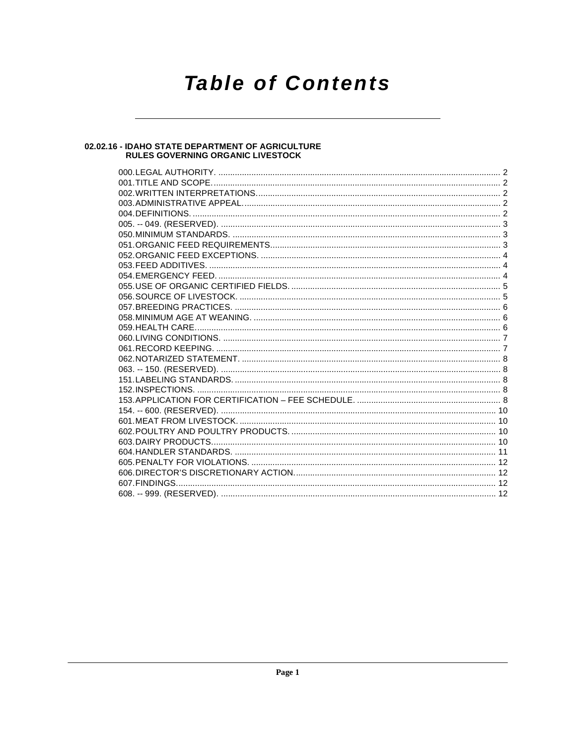# Table of Contents

## 02.02.16 - IDAHO STATE DEPARTMENT OF AGRICULTURE RULES GOVERNING ORGANIC LIVESTOCK

000. LEGAL AUTHORITY. ........ 2
001. TITLE AND SCOPE. ........ 2
002. WRITTEN INTERPRETATIONS. ........ 2
003. ADMINISTRATIVE APPEAL. ........ 2
004. DEFINITIONS. ........ 2
005. -- 049. (RESERVED). ........ 3
050. MINIMUM STANDARDS. ........ 3
051. ORGANIC FEED REQUIREMENTS. ........ 3
052. ORGANIC FEED EXCEPTIONS. ........ 4
053. FEED ADDITIVES. ........ 4
054. EMERGENCY FEED. ........ 4
055. USE OF ORGANIC CERTIFIED FIELDS. ........ 5
056. SOURCE OF LIVESTOCK. ........ 5
057. BREEDING PRACTICES. ........ 6
058. MINIMUM AGE AT WEANING. ........ 6
059. HEALTH CARE. ........ 6
060. LIVING CONDITIONS. ........ 7
061. RECORD KEEPING. ........ 7
062. NOTARIZED STATEMENT. ........ 8
063. -- 150. (RESERVED). ........ 8
151. LABELING STANDARDS. ........ 8
152. INSPECTIONS. ........ 8
153. APPLICATION FOR CERTIFICATION – FEE SCHEDULE. ........ 8
154. -- 600. (RESERVED). ........ 10
601. MEAT FROM LIVESTOCK. ........ 10
602. POULTRY AND POULTRY PRODUCTS. ........ 10
603. DAIRY PRODUCTS. ........ 10
604. HANDLER STANDARDS. ........ 11
605. PENALTY FOR VIOLATIONS. ........ 12
606. DIRECTOR'S DISCRETIONARY ACTION. ........ 12
607. FINDINGS. ........ 12
608. -- 999. (RESERVED). ........ 12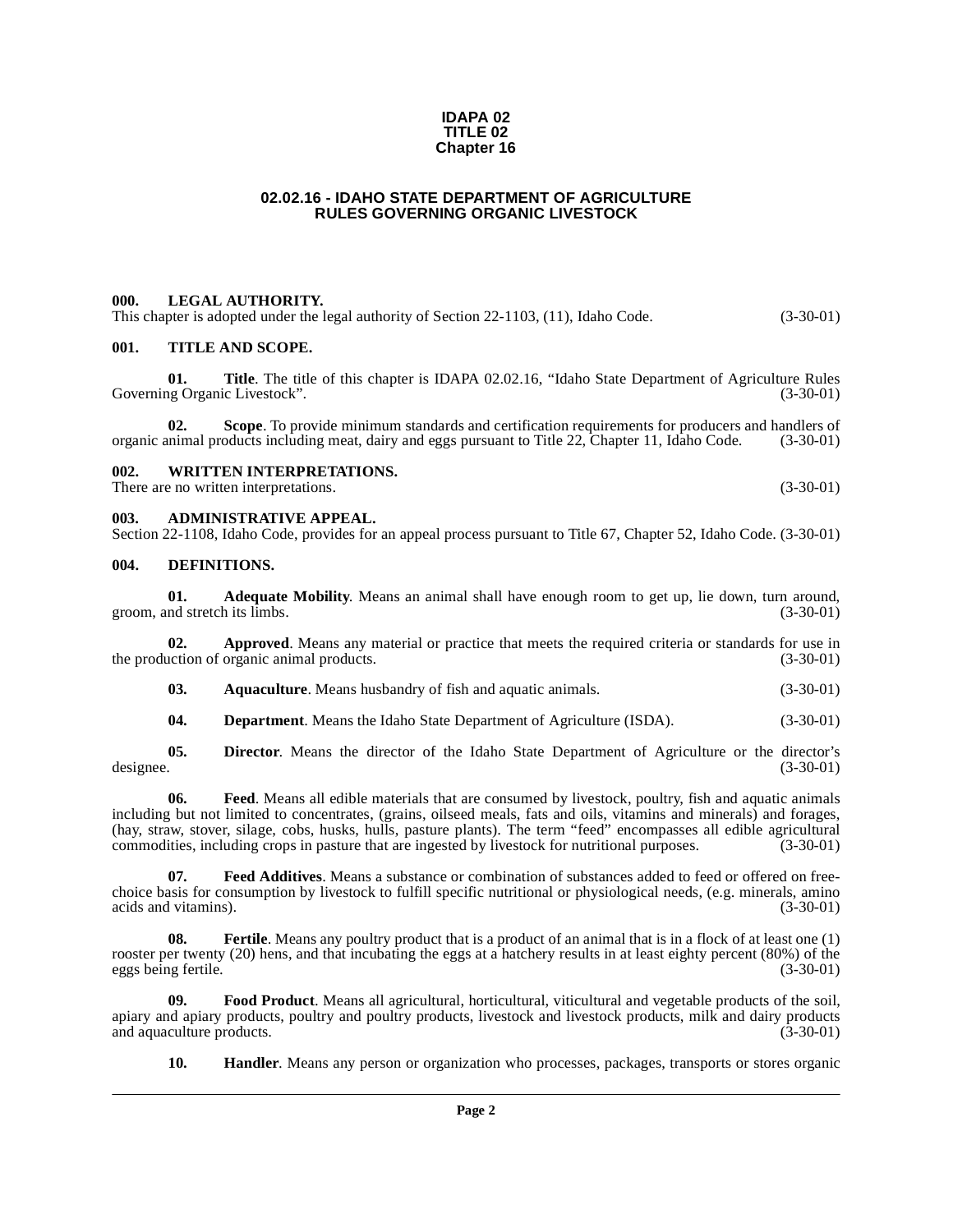**IDAPA 02**
**TITLE 02**
**Chapter 16**

# 02.02.16 - IDAHO STATE DEPARTMENT OF AGRICULTURE RULES GOVERNING ORGANIC LIVESTOCK

## 000. LEGAL AUTHORITY.

This chapter is adopted under the legal authority of Section 22-1103, (11), Idaho Code. (3-30-01)

## 001. TITLE AND SCOPE.

**01. Title**. The title of this chapter is IDAPA 02.02.16, "Idaho State Department of Agriculture Rules Governing Organic Livestock". (3-30-01)

**02. Scope**. To provide minimum standards and certification requirements for producers and handlers of organic animal products including meat, dairy and eggs pursuant to Title 22, Chapter 11, Idaho Code. (3-30-01)

## 002. WRITTEN INTERPRETATIONS.

There are no written interpretations. (3-30-01)

## 003. ADMINISTRATIVE APPEAL.

Section 22-1108, Idaho Code, provides for an appeal process pursuant to Title 67, Chapter 52, Idaho Code. (3-30-01)

## 004. DEFINITIONS.

**01. Adequate Mobility**. Means an animal shall have enough room to get up, lie down, turn around, groom, and stretch its limbs. (3-30-01)

**02. Approved**. Means any material or practice that meets the required criteria or standards for use in the production of organic animal products. (3-30-01)

**03. Aquaculture**. Means husbandry of fish and aquatic animals. (3-30-01)

**04. Department**. Means the Idaho State Department of Agriculture (ISDA). (3-30-01)

**05. Director**. Means the director of the Idaho State Department of Agriculture or the director's designee. (3-30-01)

**06. Feed**. Means all edible materials that are consumed by livestock, poultry, fish and aquatic animals including but not limited to concentrates, (grains, oilseed meals, fats and oils, vitamins and minerals) and forages, (hay, straw, stover, silage, cobs, husks, hulls, pasture plants). The term "feed" encompasses all edible agricultural commodities, including crops in pasture that are ingested by livestock for nutritional purposes. (3-30-01)

**07. Feed Additives**. Means a substance or combination of substances added to feed or offered on free-choice basis for consumption by livestock to fulfill specific nutritional or physiological needs, (e.g. minerals, amino acids and vitamins). (3-30-01)

**08. Fertile**. Means any poultry product that is a product of an animal that is in a flock of at least one (1) rooster per twenty (20) hens, and that incubating the eggs at a hatchery results in at least eighty percent (80%) of the eggs being fertile. (3-30-01)

**09. Food Product**. Means all agricultural, horticultural, viticultural and vegetable products of the soil, apiary and apiary products, poultry and poultry products, livestock and livestock products, milk and dairy products and aquaculture products. (3-30-01)

**10. Handler**. Means any person or organization who processes, packages, transports or stores organic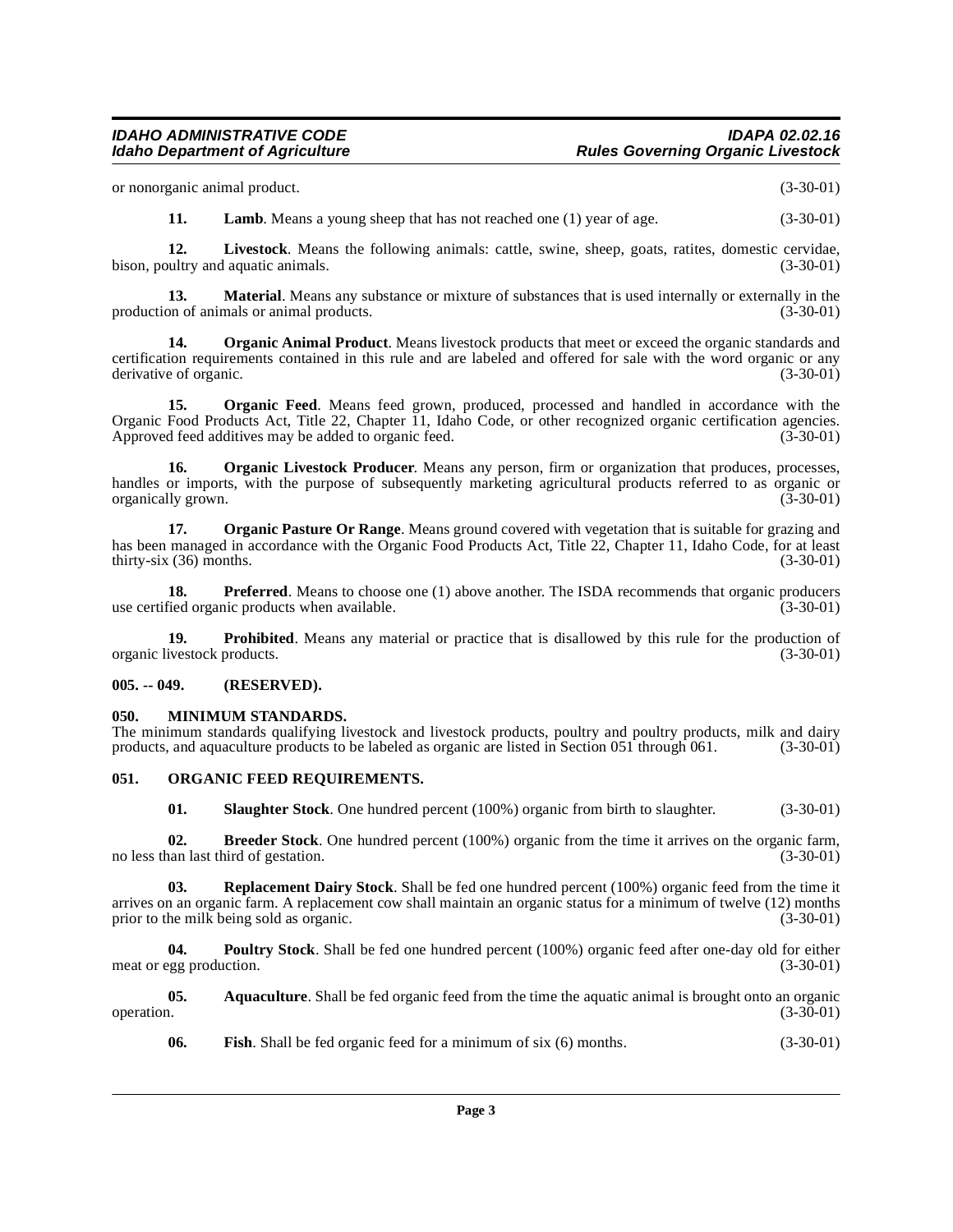or nonorganic animal product. (3-30-01)

**11. Lamb**. Means a young sheep that has not reached one (1) year of age. (3-30-01)

**12. Livestock**. Means the following animals: cattle, swine, sheep, goats, ratites, domestic cervidae, bison, poultry and aquatic animals. (3-30-01)

**13. Material**. Means any substance or mixture of substances that is used internally or externally in the production of animals or animal products. (3-30-01)

**14. Organic Animal Product**. Means livestock products that meet or exceed the organic standards and certification requirements contained in this rule and are labeled and offered for sale with the word organic or any derivative of organic. (3-30-01)

**15. Organic Feed**. Means feed grown, produced, processed and handled in accordance with the Organic Food Products Act, Title 22, Chapter 11, Idaho Code, or other recognized organic certification agencies. Approved feed additives may be added to organic feed. (3-30-01)

**16. Organic Livestock Producer**. Means any person, firm or organization that produces, processes, handles or imports, with the purpose of subsequently marketing agricultural products referred to as organic or organically grown. (3-30-01)

**17. Organic Pasture Or Range**. Means ground covered with vegetation that is suitable for grazing and has been managed in accordance with the Organic Food Products Act, Title 22, Chapter 11, Idaho Code, for at least thirty-six (36) months. (3-30-01)

**18. Preferred**. Means to choose one (1) above another. The ISDA recommends that organic producers use certified organic products when available. (3-30-01)

**19. Prohibited**. Means any material or practice that is disallowed by this rule for the production of organic livestock products. (3-30-01)

## 005. -- 049. (RESERVED).

## 050. MINIMUM STANDARDS.

The minimum standards qualifying livestock and livestock products, poultry and poultry products, milk and dairy products, and aquaculture products to be labeled as organic are listed in Section 051 through 061. (3-30-01)

## 051. ORGANIC FEED REQUIREMENTS.

**01. Slaughter Stock**. One hundred percent (100%) organic from birth to slaughter. (3-30-01)

**02. Breeder Stock**. One hundred percent (100%) organic from the time it arrives on the organic farm, no less than last third of gestation. (3-30-01)

**03. Replacement Dairy Stock**. Shall be fed one hundred percent (100%) organic feed from the time it arrives on an organic farm. A replacement cow shall maintain an organic status for a minimum of twelve (12) months prior to the milk being sold as organic. (3-30-01)

**04. Poultry Stock**. Shall be fed one hundred percent (100%) organic feed after one-day old for either meat or egg production. (3-30-01)

**05. Aquaculture**. Shall be fed organic feed from the time the aquatic animal is brought onto an organic operation. (3-30-01)

**06. Fish**. Shall be fed organic feed for a minimum of six (6) months. (3-30-01)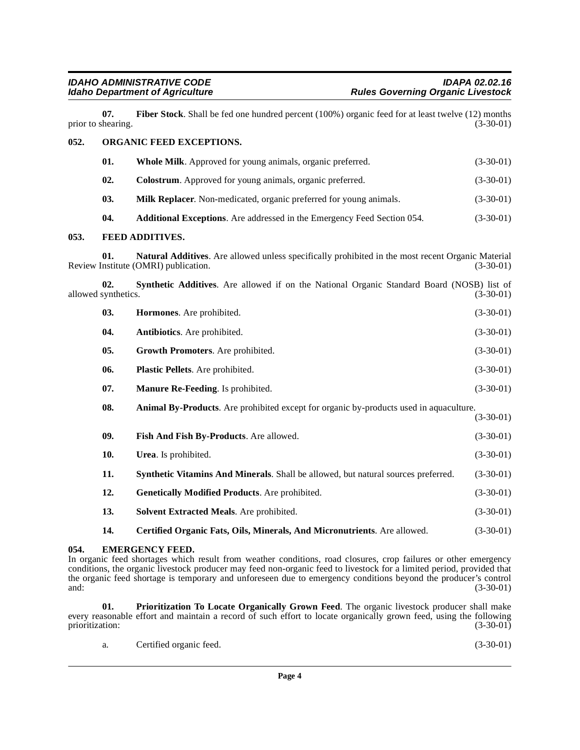**07. Fiber Stock**. Shall be fed one hundred percent (100%) organic feed for at least twelve (12) months prior to shearing. (3-30-01)

## 052. ORGANIC FEED EXCEPTIONS.

**01. Whole Milk**. Approved for young animals, organic preferred. (3-30-01)

**02. Colostrum**. Approved for young animals, organic preferred. (3-30-01)

**03. Milk Replacer**. Non-medicated, organic preferred for young animals. (3-30-01)

**04. Additional Exceptions**. Are addressed in the Emergency Feed Section 054. (3-30-01)

## 053. FEED ADDITIVES.

**01. Natural Additives**. Are allowed unless specifically prohibited in the most recent Organic Material Review Institute (OMRI) publication. (3-30-01)

**02. Synthetic Additives**. Are allowed if on the National Organic Standard Board (NOSB) list of allowed synthetics. (3-30-01)

**03. Hormones**. Are prohibited. (3-30-01)

**04. Antibiotics**. Are prohibited. (3-30-01)

**05. Growth Promoters**. Are prohibited. (3-30-01)

**06. Plastic Pellets**. Are prohibited. (3-30-01)

**07. Manure Re-Feeding**. Is prohibited. (3-30-01)

**08. Animal By-Products**. Are prohibited except for organic by-products used in aquaculture. (3-30-01)

**09. Fish And Fish By-Products**. Are allowed. (3-30-01)

**10. Urea**. Is prohibited. (3-30-01)

**11. Synthetic Vitamins And Minerals**. Shall be allowed, but natural sources preferred. (3-30-01)

**12. Genetically Modified Products**. Are prohibited. (3-30-01)

**13. Solvent Extracted Meals**. Are prohibited. (3-30-01)

**14. Certified Organic Fats, Oils, Minerals, And Micronutrients**. Are allowed. (3-30-01)

## 054. EMERGENCY FEED.

In organic feed shortages which result from weather conditions, road closures, crop failures or other emergency conditions, the organic livestock producer may feed non-organic feed to livestock for a limited period, provided that the organic feed shortage is temporary and unforeseen due to emergency conditions beyond the producer's control and: (3-30-01)

**01. Prioritization To Locate Organically Grown Feed**. The organic livestock producer shall make every reasonable effort and maintain a record of such effort to locate organically grown feed, using the following prioritization: (3-30-01)

a. Certified organic feed. (3-30-01)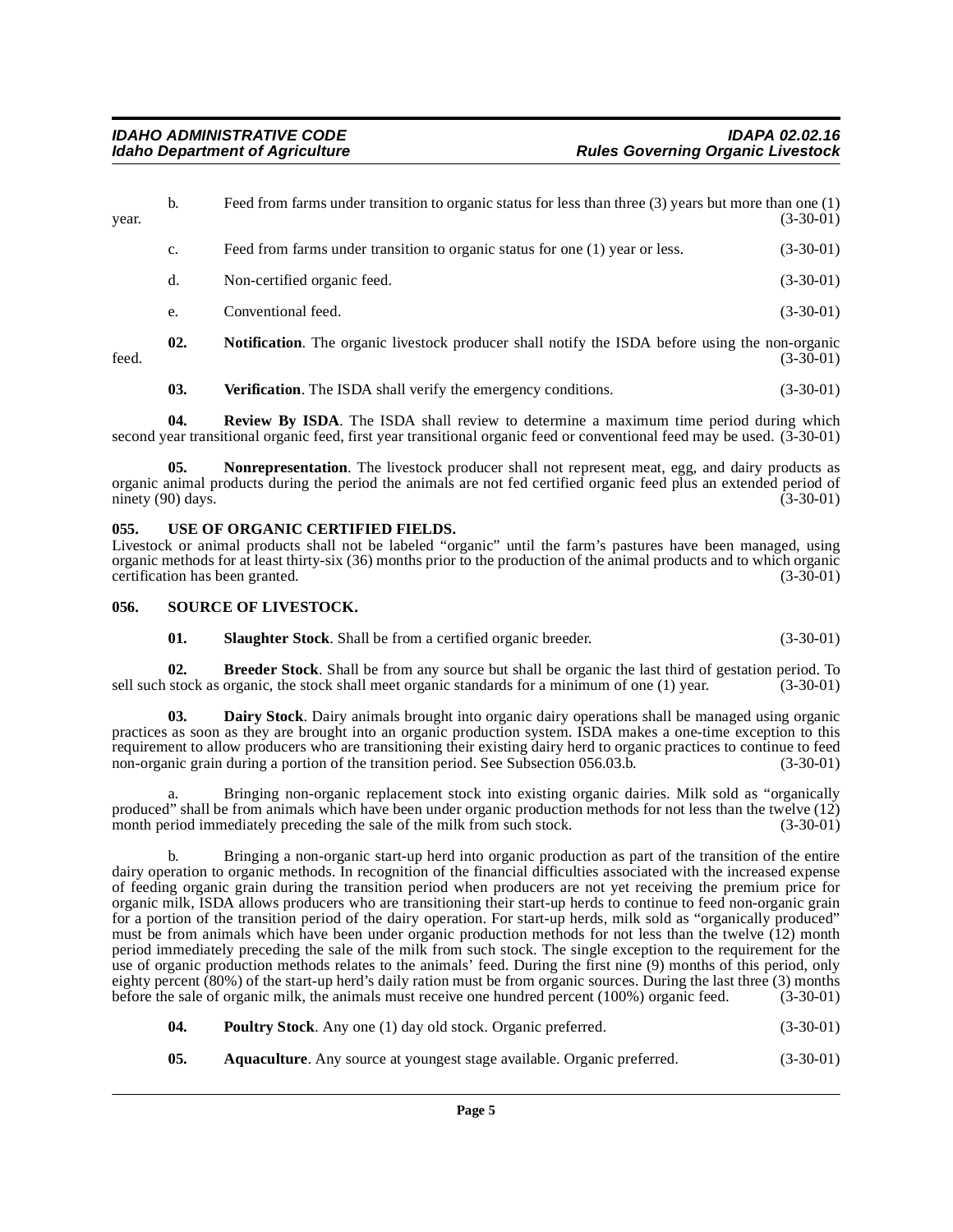b. Feed from farms under transition to organic status for less than three (3) years but more than one (1) year. (3-30-01)

c. Feed from farms under transition to organic status for one (1) year or less. (3-30-01)

d. Non-certified organic feed. (3-30-01)

e. Conventional feed. (3-30-01)

**02. Notification**. The organic livestock producer shall notify the ISDA before using the non-organic feed. (3-30-01)

**03. Verification**. The ISDA shall verify the emergency conditions. (3-30-01)

**04. Review By ISDA**. The ISDA shall review to determine a maximum time period during which second year transitional organic feed, first year transitional organic feed or conventional feed may be used. (3-30-01)

**05. Nonrepresentation**. The livestock producer shall not represent meat, egg, and dairy products as organic animal products during the period the animals are not fed certified organic feed plus an extended period of ninety (90) days. (3-30-01)

### 055. USE OF ORGANIC CERTIFIED FIELDS.

Livestock or animal products shall not be labeled "organic" until the farm's pastures have been managed, using organic methods for at least thirty-six (36) months prior to the production of the animal products and to which organic certification has been granted. (3-30-01)

### 056. SOURCE OF LIVESTOCK.

**01. Slaughter Stock**. Shall be from a certified organic breeder. (3-30-01)

**02. Breeder Stock**. Shall be from any source but shall be organic the last third of gestation period. To sell such stock as organic, the stock shall meet organic standards for a minimum of one (1) year. (3-30-01)

**03. Dairy Stock**. Dairy animals brought into organic dairy operations shall be managed using organic practices as soon as they are brought into an organic production system. ISDA makes a one-time exception to this requirement to allow producers who are transitioning their existing dairy herd to organic practices to continue to feed non-organic grain during a portion of the transition period. See Subsection 056.03.b. (3-30-01)

a. Bringing non-organic replacement stock into existing organic dairies. Milk sold as "organically produced" shall be from animals which have been under organic production methods for not less than the twelve (12) month period immediately preceding the sale of the milk from such stock. (3-30-01)

b. Bringing a non-organic start-up herd into organic production as part of the transition of the entire dairy operation to organic methods. In recognition of the financial difficulties associated with the increased expense of feeding organic grain during the transition period when producers are not yet receiving the premium price for organic milk, ISDA allows producers who are transitioning their start-up herds to continue to feed non-organic grain for a portion of the transition period of the dairy operation. For start-up herds, milk sold as "organically produced" must be from animals which have been under organic production methods for not less than the twelve (12) month period immediately preceding the sale of the milk from such stock. The single exception to the requirement for the use of organic production methods relates to the animals' feed. During the first nine (9) months of this period, only eighty percent (80%) of the start-up herd's daily ration must be from organic sources. During the last three (3) months before the sale of organic milk, the animals must receive one hundred percent (100%) organic feed. (3-30-01)

**04. Poultry Stock**. Any one (1) day old stock. Organic preferred. (3-30-01)

**05. Aquaculture**. Any source at youngest stage available. Organic preferred. (3-30-01)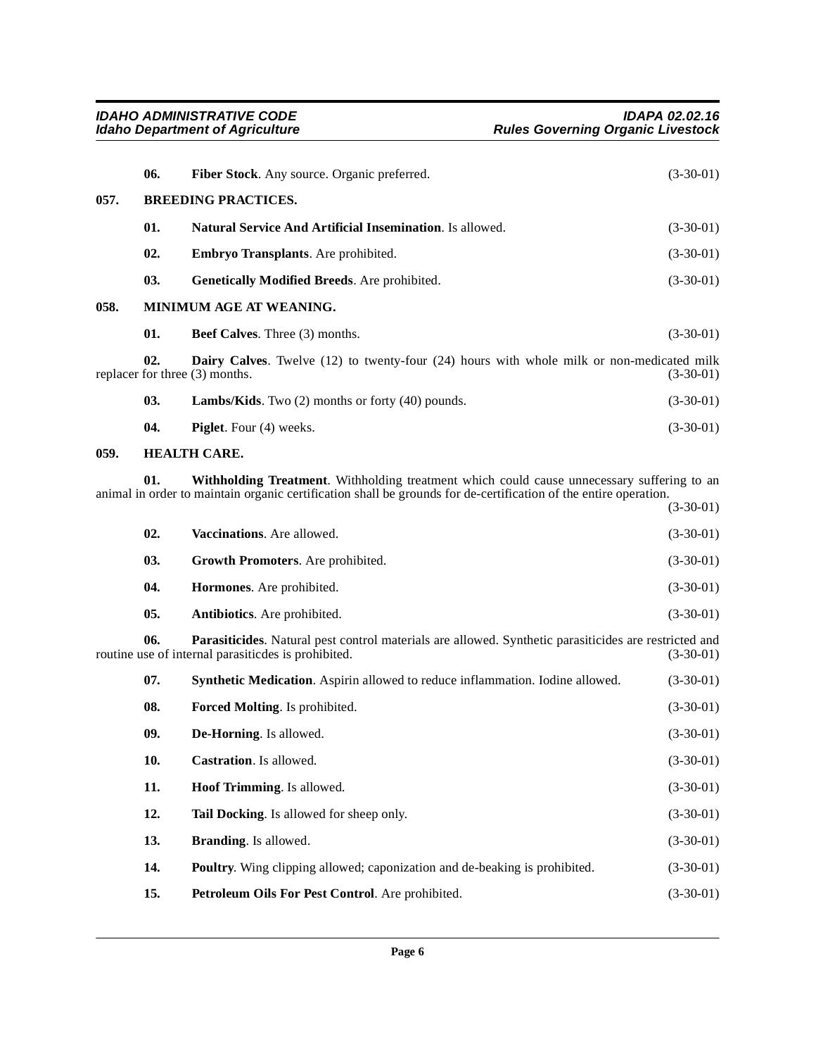**06. Fiber Stock**. Any source. Organic preferred. (3-30-01)

## 057. BREEDING PRACTICES.

**01. Natural Service And Artificial Insemination**. Is allowed. (3-30-01)

**02. Embryo Transplants**. Are prohibited. (3-30-01)

**03. Genetically Modified Breeds**. Are prohibited. (3-30-01)

## 058. MINIMUM AGE AT WEANING.

**01. Beef Calves**. Three (3) months. (3-30-01)

**02. Dairy Calves**. Twelve (12) to twenty-four (24) hours with whole milk or non-medicated milk replacer for three (3) months. (3-30-01)

**03. Lambs/Kids**. Two (2) months or forty (40) pounds. (3-30-01)

**04. Piglet**. Four (4) weeks. (3-30-01)

## 059. HEALTH CARE.

**01. Withholding Treatment**. Withholding treatment which could cause unnecessary suffering to an animal in order to maintain organic certification shall be grounds for de-certification of the entire operation. (3-30-01)

**02. Vaccinations**. Are allowed. (3-30-01)

**03. Growth Promoters**. Are prohibited. (3-30-01)

**04. Hormones**. Are prohibited. (3-30-01)

**05. Antibiotics**. Are prohibited. (3-30-01)

**06. Parasiticides**. Natural pest control materials are allowed. Synthetic parasiticides are restricted and routine use of internal parasiticdes is prohibited. (3-30-01)

**07. Synthetic Medication**. Aspirin allowed to reduce inflammation. Iodine allowed. (3-30-01)

**08. Forced Molting**. Is prohibited. (3-30-01)

**09. De-Horning**. Is allowed. (3-30-01)

**10. Castration**. Is allowed. (3-30-01)

**11. Hoof Trimming**. Is allowed. (3-30-01)

**12. Tail Docking**. Is allowed for sheep only. (3-30-01)

**13. Branding**. Is allowed. (3-30-01)

**14. Poultry**. Wing clipping allowed; caponization and de-beaking is prohibited. (3-30-01)

**15. Petroleum Oils For Pest Control**. Are prohibited. (3-30-01)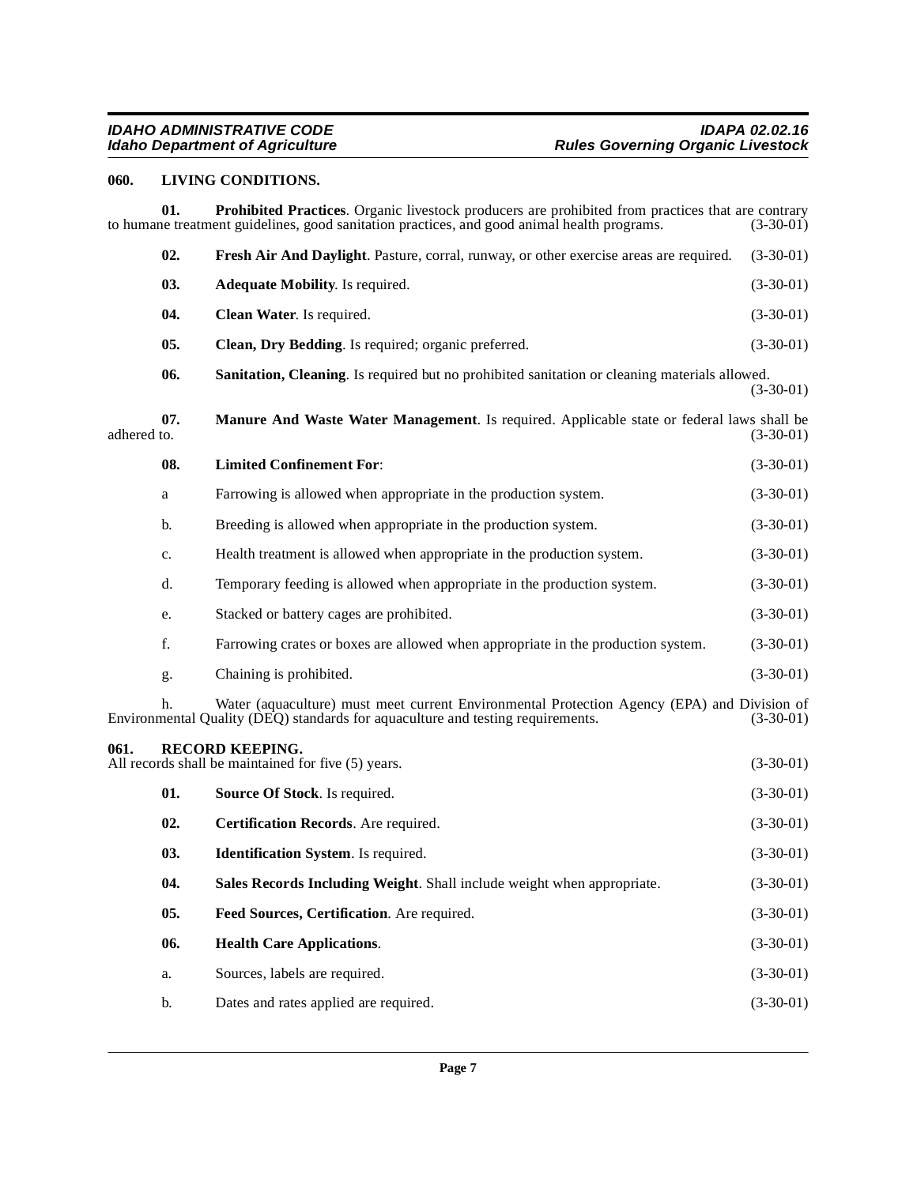## 060. LIVING CONDITIONS.

**01. Prohibited Practices**. Organic livestock producers are prohibited from practices that are contrary to humane treatment guidelines, good sanitation practices, and good animal health programs. (3-30-01)

**02. Fresh Air And Daylight**. Pasture, corral, runway, or other exercise areas are required. (3-30-01)

**03. Adequate Mobility**. Is required. (3-30-01)

**04. Clean Water**. Is required. (3-30-01)

**05. Clean, Dry Bedding**. Is required; organic preferred. (3-30-01)

**06. Sanitation, Cleaning**. Is required but no prohibited sanitation or cleaning materials allowed. (3-30-01)

**07. Manure And Waste Water Management**. Is required. Applicable state or federal laws shall be adhered to. (3-30-01)

**08. Limited Confinement For**: (3-30-01)

a Farrowing is allowed when appropriate in the production system. (3-30-01)

b. Breeding is allowed when appropriate in the production system. (3-30-01)

c. Health treatment is allowed when appropriate in the production system. (3-30-01)

d. Temporary feeding is allowed when appropriate in the production system. (3-30-01)

e. Stacked or battery cages are prohibited. (3-30-01)

f. Farrowing crates or boxes are allowed when appropriate in the production system. (3-30-01)

g. Chaining is prohibited. (3-30-01)

h. Water (aquaculture) must meet current Environmental Protection Agency (EPA) and Division of Environmental Quality (DEQ) standards for aquaculture and testing requirements. (3-30-01)

## 061. RECORD KEEPING.

All records shall be maintained for five (5) years. (3-30-01)

**01. Source Of Stock**. Is required. (3-30-01)

**02. Certification Records**. Are required. (3-30-01)

**03. Identification System**. Is required. (3-30-01)

**04. Sales Records Including Weight**. Shall include weight when appropriate. (3-30-01)

**05. Feed Sources, Certification**. Are required. (3-30-01)

**06. Health Care Applications**. (3-30-01)

a. Sources, labels are required. (3-30-01)

b. Dates and rates applied are required. (3-30-01)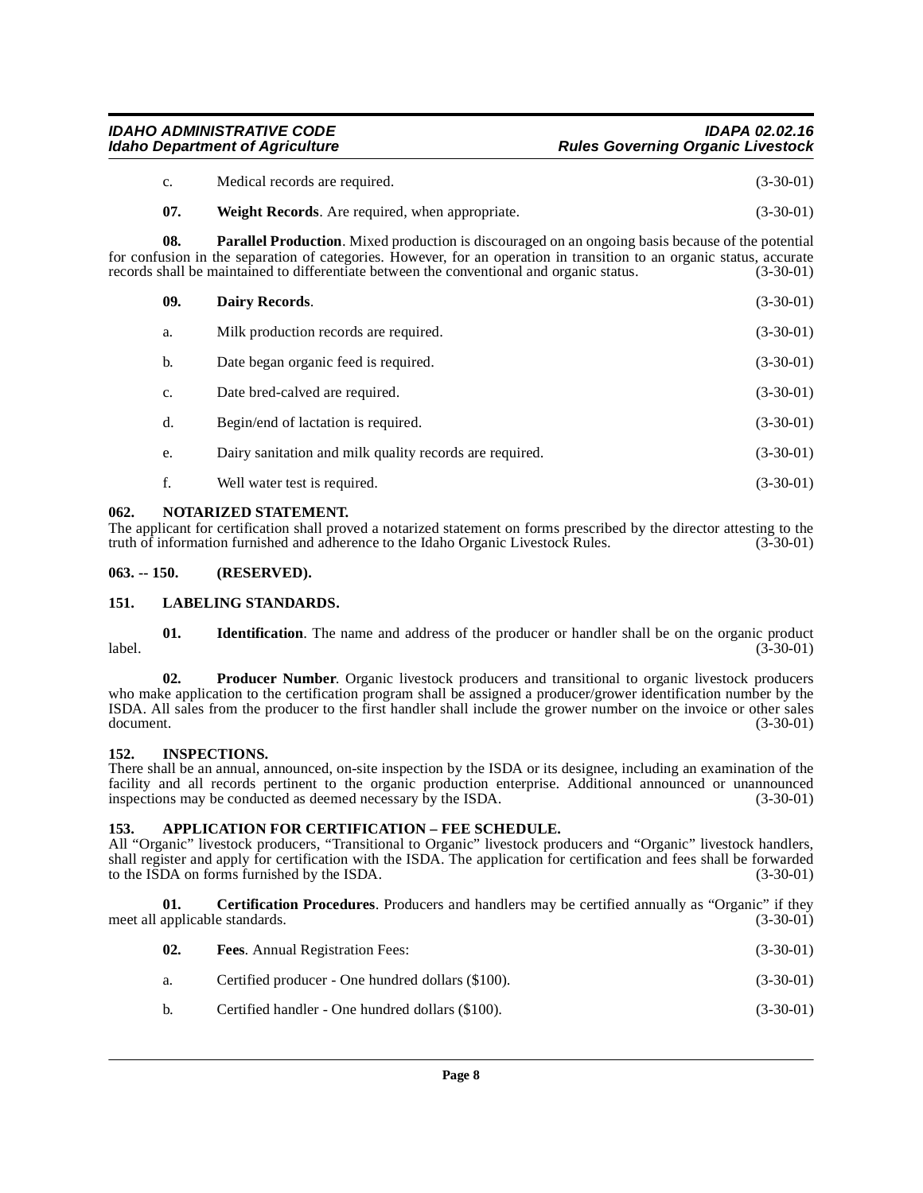c. Medical records are required. (3-30-01)

**07. Weight Records**. Are required, when appropriate. (3-30-01)

**08. Parallel Production**. Mixed production is discouraged on an ongoing basis because of the potential for confusion in the separation of categories. However, for an operation in transition to an organic status, accurate records shall be maintained to differentiate between the conventional and organic status. (3-30-01)

**09. Dairy Records**. (3-30-01)

a. Milk production records are required. (3-30-01)

b. Date began organic feed is required. (3-30-01)

c. Date bred-calved are required. (3-30-01)

d. Begin/end of lactation is required. (3-30-01)

e. Dairy sanitation and milk quality records are required. (3-30-01)

f. Well water test is required. (3-30-01)

## 062. NOTARIZED STATEMENT.

The applicant for certification shall proved a notarized statement on forms prescribed by the director attesting to the truth of information furnished and adherence to the Idaho Organic Livestock Rules. (3-30-01)

## 063. -- 150. (RESERVED).

## 151. LABELING STANDARDS.

**01. Identification**. The name and address of the producer or handler shall be on the organic product label. (3-30-01)

**02. Producer Number**. Organic livestock producers and transitional to organic livestock producers who make application to the certification program shall be assigned a producer/grower identification number by the ISDA. All sales from the producer to the first handler shall include the grower number on the invoice or other sales document. (3-30-01)

## 152. INSPECTIONS.

There shall be an annual, announced, on-site inspection by the ISDA or its designee, including an examination of the facility and all records pertinent to the organic production enterprise. Additional announced or unannounced inspections may be conducted as deemed necessary by the ISDA. (3-30-01)

## 153. APPLICATION FOR CERTIFICATION – FEE SCHEDULE.

All "Organic" livestock producers, "Transitional to Organic" livestock producers and "Organic" livestock handlers, shall register and apply for certification with the ISDA. The application for certification and fees shall be forwarded to the ISDA on forms furnished by the ISDA. (3-30-01)

**01. Certification Procedures**. Producers and handlers may be certified annually as "Organic" if they meet all applicable standards. (3-30-01)

**02. Fees**. Annual Registration Fees: (3-30-01)

a. Certified producer - One hundred dollars ($100). (3-30-01)

b. Certified handler - One hundred dollars ($100). (3-30-01)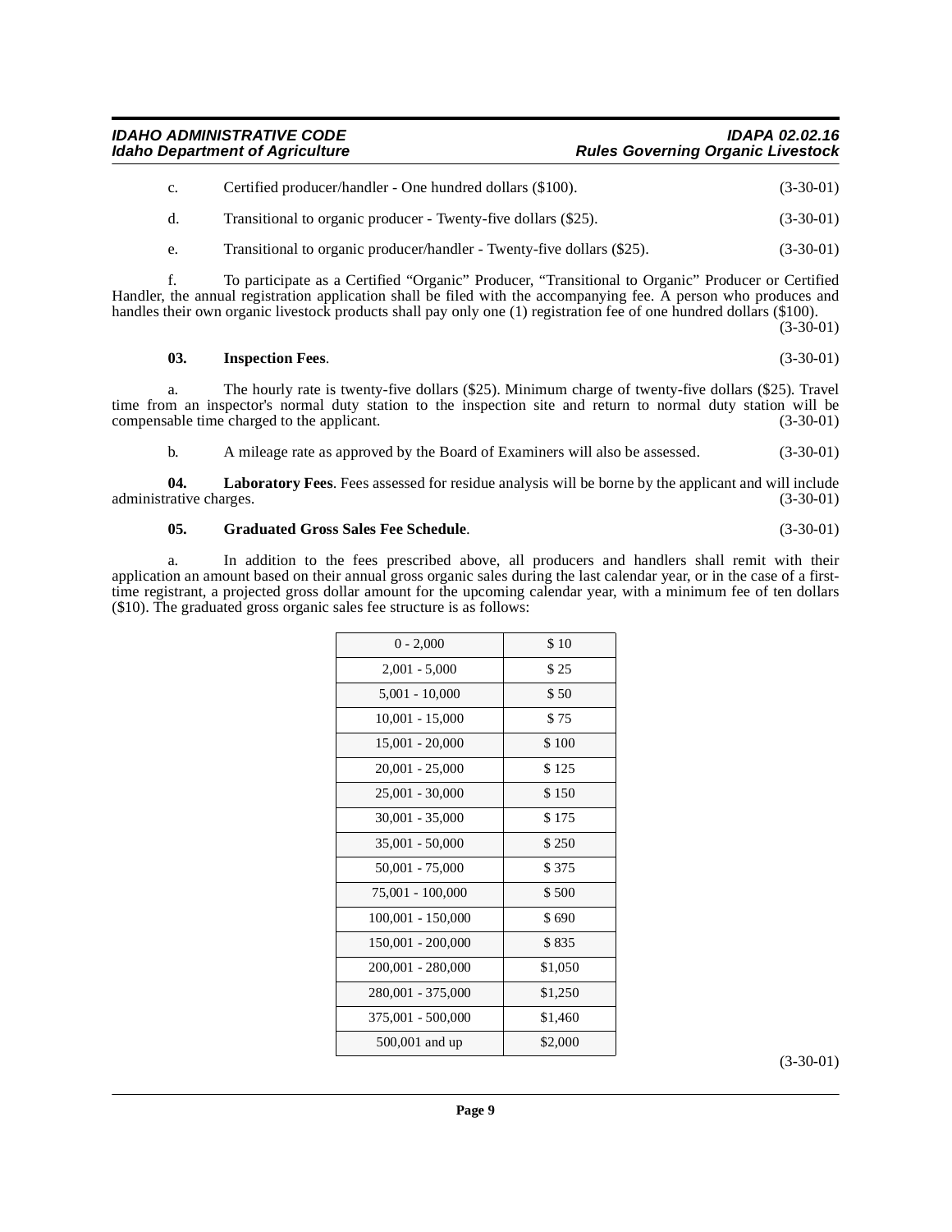c. Certified producer/handler - One hundred dollars ($100). (3-30-01)

d. Transitional to organic producer - Twenty-five dollars ($25). (3-30-01)

e. Transitional to organic producer/handler - Twenty-five dollars ($25). (3-30-01)

f. To participate as a Certified "Organic" Producer, "Transitional to Organic" Producer or Certified Handler, the annual registration application shall be filed with the accompanying fee. A person who produces and handles their own organic livestock products shall pay only one (1) registration fee of one hundred dollars ($100). (3-30-01)

**03. Inspection Fees**. (3-30-01)

a. The hourly rate is twenty-five dollars ($25). Minimum charge of twenty-five dollars ($25). Travel time from an inspector's normal duty station to the inspection site and return to normal duty station will be compensable time charged to the applicant. (3-30-01)

b. A mileage rate as approved by the Board of Examiners will also be assessed. (3-30-01)

**04. Laboratory Fees**. Fees assessed for residue analysis will be borne by the applicant and will include administrative charges. (3-30-01)

**05. Graduated Gross Sales Fee Schedule**. (3-30-01)

a. In addition to the fees prescribed above, all producers and handlers shall remit with their application an amount based on their annual gross organic sales during the last calendar year, or in the case of a first-time registrant, a projected gross dollar amount for the upcoming calendar year, with a minimum fee of ten dollars ($10). The graduated gross organic sales fee structure is as follows:

| | |
|---|---|
| 0 - 2,000 | $ 10 |
| 2,001 - 5,000 | $ 25 |
| 5,001 - 10,000 | $ 50 |
| 10,001 - 15,000 | $ 75 |
| 15,001 - 20,000 | $ 100 |
| 20,001 - 25,000 | $ 125 |
| 25,001 - 30,000 | $ 150 |
| 30,001 - 35,000 | $ 175 |
| 35,001 - 50,000 | $ 250 |
| 50,001 - 75,000 | $ 375 |
| 75,001 - 100,000 | $ 500 |
| 100,001 - 150,000 | $ 690 |
| 150,001 - 200,000 | $ 835 |
| 200,001 - 280,000 | $1,050 |
| 280,001 - 375,000 | $1,250 |
| 375,001 - 500,000 | $1,460 |
| 500,001 and up | $2,000 |

(3-30-01)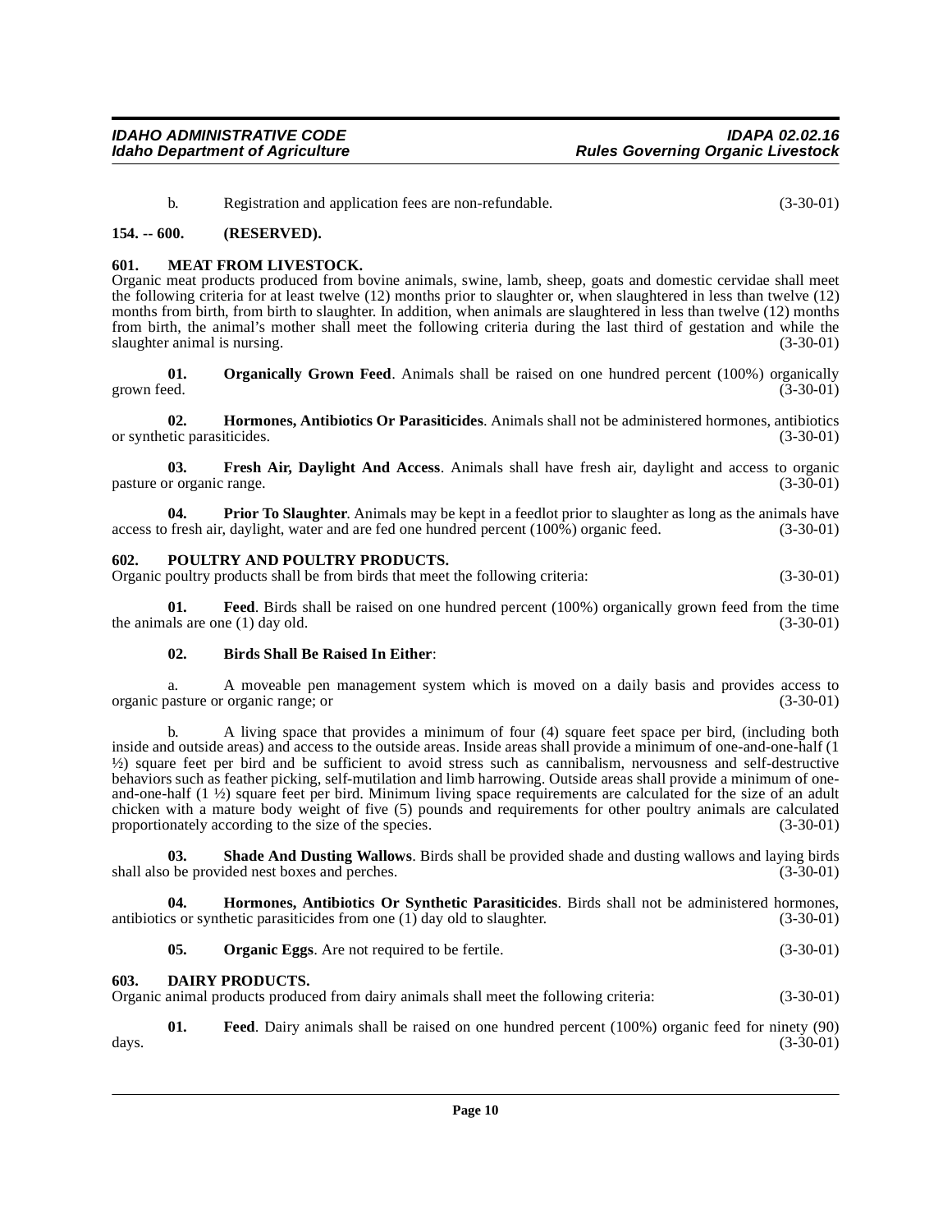b. Registration and application fees are non-refundable. (3-30-01)

### 154. -- 600. (RESERVED).

### 601. MEAT FROM LIVESTOCK.

Organic meat products produced from bovine animals, swine, lamb, sheep, goats and domestic cervidae shall meet the following criteria for at least twelve (12) months prior to slaughter or, when slaughtered in less than twelve (12) months from birth, from birth to slaughter. In addition, when animals are slaughtered in less than twelve (12) months from birth, the animal's mother shall meet the following criteria during the last third of gestation and while the slaughter animal is nursing. (3-30-01)

**01. Organically Grown Feed**. Animals shall be raised on one hundred percent (100%) organically grown feed. (3-30-01)

**02. Hormones, Antibiotics Or Parasiticides**. Animals shall not be administered hormones, antibiotics or synthetic parasiticides. (3-30-01)

**03. Fresh Air, Daylight And Access**. Animals shall have fresh air, daylight and access to organic pasture or organic range. (3-30-01)

**04. Prior To Slaughter**. Animals may be kept in a feedlot prior to slaughter as long as the animals have access to fresh air, daylight, water and are fed one hundred percent (100%) organic feed. (3-30-01)

### 602. POULTRY AND POULTRY PRODUCTS.

Organic poultry products shall be from birds that meet the following criteria: (3-30-01)

**01. Feed**. Birds shall be raised on one hundred percent (100%) organically grown feed from the time the animals are one (1) day old. (3-30-01)

**02. Birds Shall Be Raised In Either**:

a. A moveable pen management system which is moved on a daily basis and provides access to organic pasture or organic range; or (3-30-01)

b. A living space that provides a minimum of four (4) square feet space per bird, (including both inside and outside areas) and access to the outside areas. Inside areas shall provide a minimum of one-and-one-half (1 ½) square feet per bird and be sufficient to avoid stress such as cannibalism, nervousness and self-destructive behaviors such as feather picking, self-mutilation and limb harrowing. Outside areas shall provide a minimum of one-and-one-half (1 ½) square feet per bird. Minimum living space requirements are calculated for the size of an adult chicken with a mature body weight of five (5) pounds and requirements for other poultry animals are calculated proportionately according to the size of the species. (3-30-01)

**03. Shade And Dusting Wallows**. Birds shall be provided shade and dusting wallows and laying birds shall also be provided nest boxes and perches. (3-30-01)

**04. Hormones, Antibiotics Or Synthetic Parasiticides**. Birds shall not be administered hormones, antibiotics or synthetic parasiticides from one (1) day old to slaughter. (3-30-01)

**05. Organic Eggs**. Are not required to be fertile. (3-30-01)

### 603. DAIRY PRODUCTS.

Organic animal products produced from dairy animals shall meet the following criteria: (3-30-01)

**01. Feed**. Dairy animals shall be raised on one hundred percent (100%) organic feed for ninety (90) days. (3-30-01)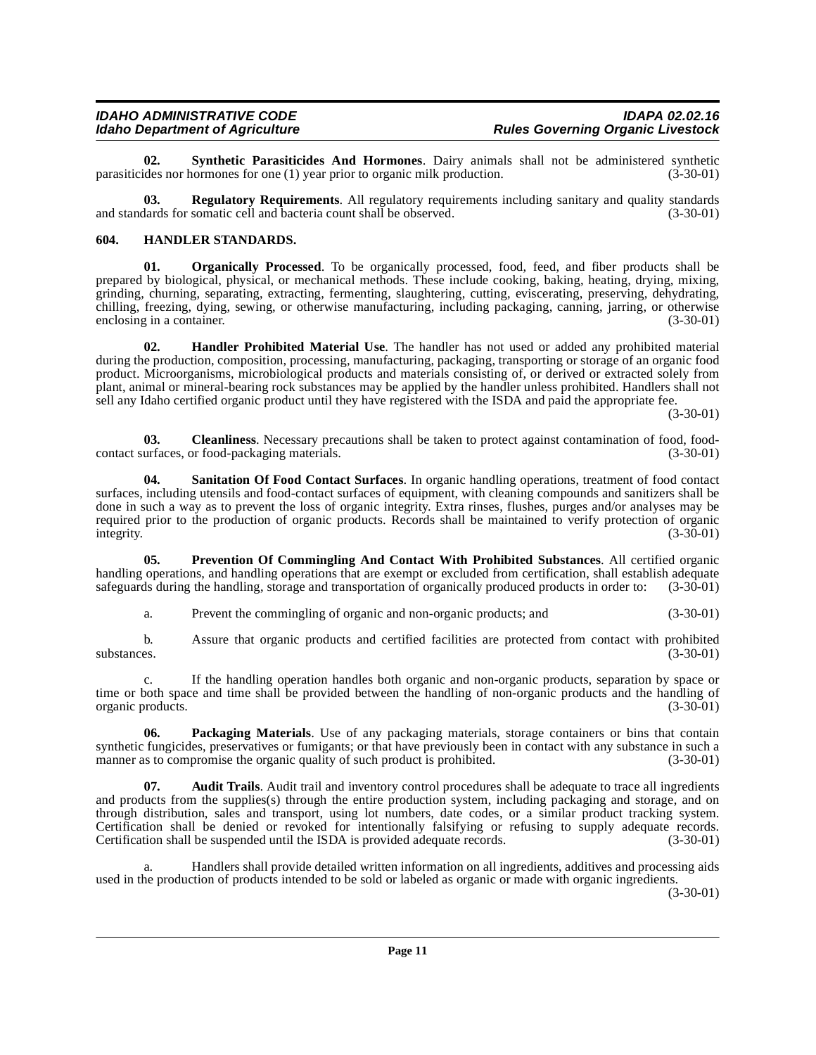**02. Synthetic Parasiticides And Hormones**. Dairy animals shall not be administered synthetic parasiticides nor hormones for one (1) year prior to organic milk production. (3-30-01)

**03. Regulatory Requirements**. All regulatory requirements including sanitary and quality standards and standards for somatic cell and bacteria count shall be observed. (3-30-01)

## 604. HANDLER STANDARDS.

**01. Organically Processed**. To be organically processed, food, feed, and fiber products shall be prepared by biological, physical, or mechanical methods. These include cooking, baking, heating, drying, mixing, grinding, churning, separating, extracting, fermenting, slaughtering, cutting, eviscerating, preserving, dehydrating, chilling, freezing, dying, sewing, or otherwise manufacturing, including packaging, canning, jarring, or otherwise enclosing in a container. (3-30-01)

**02. Handler Prohibited Material Use**. The handler has not used or added any prohibited material during the production, composition, processing, manufacturing, packaging, transporting or storage of an organic food product. Microorganisms, microbiological products and materials consisting of, or derived or extracted solely from plant, animal or mineral-bearing rock substances may be applied by the handler unless prohibited. Handlers shall not sell any Idaho certified organic product until they have registered with the ISDA and paid the appropriate fee. (3-30-01)

**03. Cleanliness**. Necessary precautions shall be taken to protect against contamination of food, food-contact surfaces, or food-packaging materials. (3-30-01)

**04. Sanitation Of Food Contact Surfaces**. In organic handling operations, treatment of food contact surfaces, including utensils and food-contact surfaces of equipment, with cleaning compounds and sanitizers shall be done in such a way as to prevent the loss of organic integrity. Extra rinses, flushes, purges and/or analyses may be required prior to the production of organic products. Records shall be maintained to verify protection of organic integrity. (3-30-01)

**05. Prevention Of Commingling And Contact With Prohibited Substances**. All certified organic handling operations, and handling operations that are exempt or excluded from certification, shall establish adequate safeguards during the handling, storage and transportation of organically produced products in order to: (3-30-01)

a. Prevent the commingling of organic and non-organic products; and (3-30-01)

b. Assure that organic products and certified facilities are protected from contact with prohibited substances. (3-30-01)

c. If the handling operation handles both organic and non-organic products, separation by space or time or both space and time shall be provided between the handling of non-organic products and the handling of organic products. (3-30-01)

**06. Packaging Materials**. Use of any packaging materials, storage containers or bins that contain synthetic fungicides, preservatives or fumigants; or that have previously been in contact with any substance in such a manner as to compromise the organic quality of such product is prohibited. (3-30-01)

**07. Audit Trails**. Audit trail and inventory control procedures shall be adequate to trace all ingredients and products from the supplies(s) through the entire production system, including packaging and storage, and on through distribution, sales and transport, using lot numbers, date codes, or a similar product tracking system. Certification shall be denied or revoked for intentionally falsifying or refusing to supply adequate records. Certification shall be suspended until the ISDA is provided adequate records. (3-30-01)

a. Handlers shall provide detailed written information on all ingredients, additives and processing aids used in the production of products intended to be sold or labeled as organic or made with organic ingredients. (3-30-01)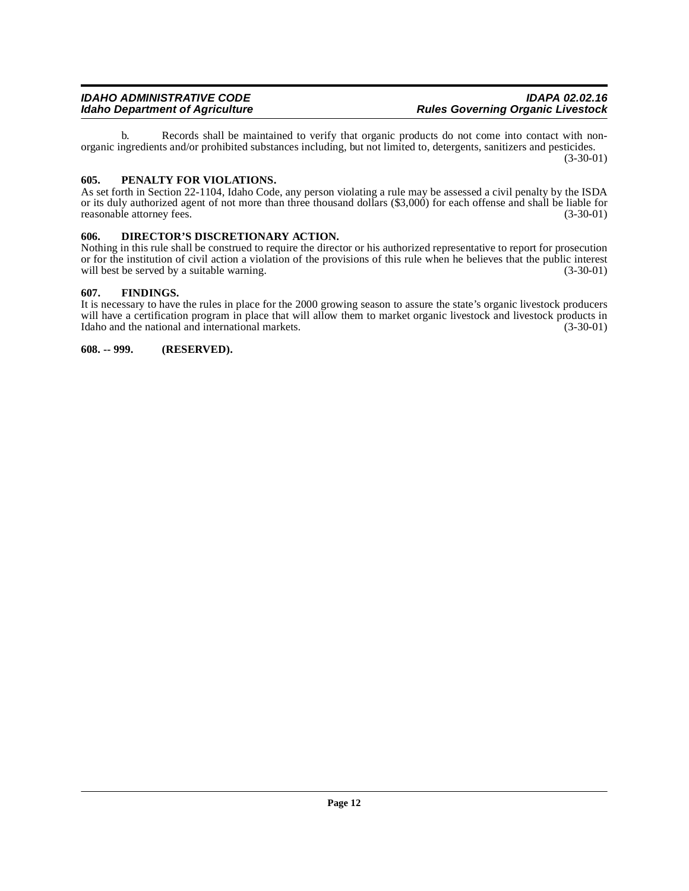b. Records shall be maintained to verify that organic products do not come into contact with non-organic ingredients and/or prohibited substances including, but not limited to, detergents, sanitizers and pesticides. (3-30-01)

**605. PENALTY FOR VIOLATIONS.**

As set forth in Section 22-1104, Idaho Code, any person violating a rule may be assessed a civil penalty by the ISDA or its duly authorized agent of not more than three thousand dollars ($3,000) for each offense and shall be liable for reasonable attorney fees. (3-30-01)

**606. DIRECTOR'S DISCRETIONARY ACTION.**

Nothing in this rule shall be construed to require the director or his authorized representative to report for prosecution or for the institution of civil action a violation of the provisions of this rule when he believes that the public interest will best be served by a suitable warning. (3-30-01)

**607. FINDINGS.**

It is necessary to have the rules in place for the 2000 growing season to assure the state's organic livestock producers will have a certification program in place that will allow them to market organic livestock and livestock products in Idaho and the national and international markets. (3-30-01)

**608. -- 999. (RESERVED).**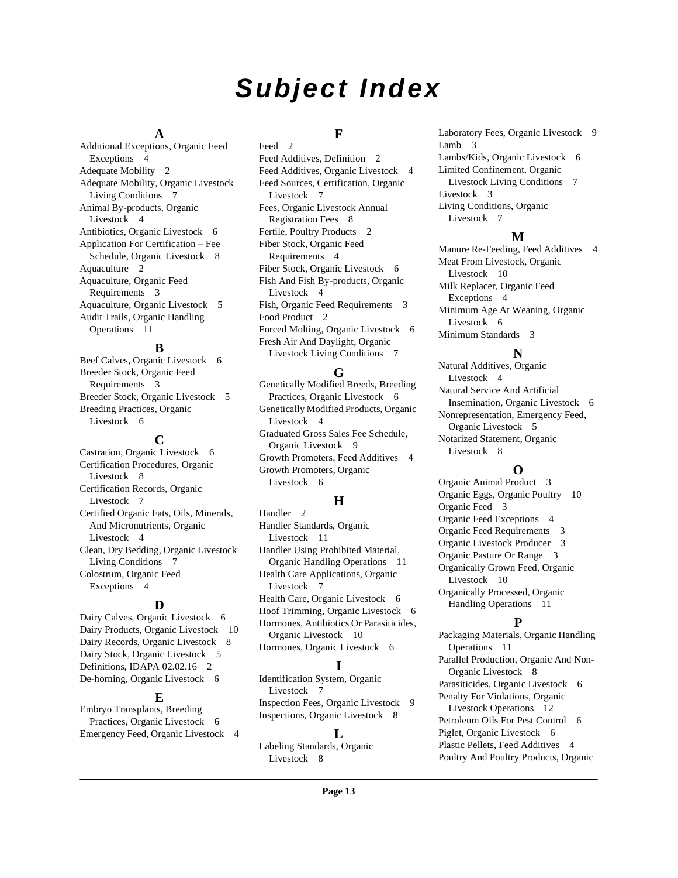# Subject Index

## A

Additional Exceptions, Organic Feed Exceptions 4
Adequate Mobility 2
Adequate Mobility, Organic Livestock Living Conditions 7
Animal By-products, Organic Livestock 4
Antibiotics, Organic Livestock 6
Application For Certification – Fee Schedule, Organic Livestock 8
Aquaculture 2
Aquaculture, Organic Feed Requirements 3
Aquaculture, Organic Livestock 5
Audit Trails, Organic Handling Operations 11

## B

Beef Calves, Organic Livestock 6
Breeder Stock, Organic Feed Requirements 3
Breeder Stock, Organic Livestock 5
Breeding Practices, Organic Livestock 6

## C

Castration, Organic Livestock 6
Certification Procedures, Organic Livestock 8
Certification Records, Organic Livestock 7
Certified Organic Fats, Oils, Minerals, And Micronutrients, Organic Livestock 4
Clean, Dry Bedding, Organic Livestock Living Conditions 7
Colostrum, Organic Feed Exceptions 4

## D

Dairy Calves, Organic Livestock 6
Dairy Products, Organic Livestock 10
Dairy Records, Organic Livestock 8
Dairy Stock, Organic Livestock 5
Definitions, IDAPA 02.02.16 2
De-horning, Organic Livestock 6

## E

Embryo Transplants, Breeding Practices, Organic Livestock 6
Emergency Feed, Organic Livestock 4

## F

Feed 2
Feed Additives, Definition 2
Feed Additives, Organic Livestock 4
Feed Sources, Certification, Organic Livestock 7
Fees, Organic Livestock Annual Registration Fees 8
Fertile, Poultry Products 2
Fiber Stock, Organic Feed Requirements 4
Fiber Stock, Organic Livestock 6
Fish And Fish By-products, Organic Livestock 4
Fish, Organic Feed Requirements 3
Food Product 2
Forced Molting, Organic Livestock 6
Fresh Air And Daylight, Organic Livestock Living Conditions 7

## G

Genetically Modified Breeds, Breeding Practices, Organic Livestock 6
Genetically Modified Products, Organic Livestock 4
Graduated Gross Sales Fee Schedule, Organic Livestock 9
Growth Promoters, Feed Additives 4
Growth Promoters, Organic Livestock 6

## H

Handler 2
Handler Standards, Organic Livestock 11
Handler Using Prohibited Material, Organic Handling Operations 11
Health Care Applications, Organic Livestock 7
Health Care, Organic Livestock 6
Hoof Trimming, Organic Livestock 6
Hormones, Antibiotics Or Parasiticides, Organic Livestock 10
Hormones, Organic Livestock 6

## I

Identification System, Organic Livestock 7
Inspection Fees, Organic Livestock 9
Inspections, Organic Livestock 8

## L

Labeling Standards, Organic Livestock 8
Laboratory Fees, Organic Livestock 9
Lamb 3
Lambs/Kids, Organic Livestock 6
Limited Confinement, Organic Livestock Living Conditions 7
Livestock 3
Living Conditions, Organic Livestock 7

## M

Manure Re-Feeding, Feed Additives 4
Meat From Livestock, Organic Livestock 10
Milk Replacer, Organic Feed Exceptions 4
Minimum Age At Weaning, Organic Livestock 6
Minimum Standards 3

## N

Natural Additives, Organic Livestock 4
Natural Service And Artificial Insemination, Organic Livestock 6
Nonrepresentation, Emergency Feed, Organic Livestock 5
Notarized Statement, Organic Livestock 8

## O

Organic Animal Product 3
Organic Eggs, Organic Poultry 10
Organic Feed 3
Organic Feed Exceptions 4
Organic Feed Requirements 3
Organic Livestock Producer 3
Organic Pasture Or Range 3
Organically Grown Feed, Organic Livestock 10
Organically Processed, Organic Handling Operations 11

## P

Packaging Materials, Organic Handling Operations 11
Parallel Production, Organic And Non-Organic Livestock 8
Parasiticides, Organic Livestock 6
Penalty For Violations, Organic Livestock Operations 12
Petroleum Oils For Pest Control 6
Piglet, Organic Livestock 6
Plastic Pellets, Feed Additives 4
Poultry And Poultry Products, Organic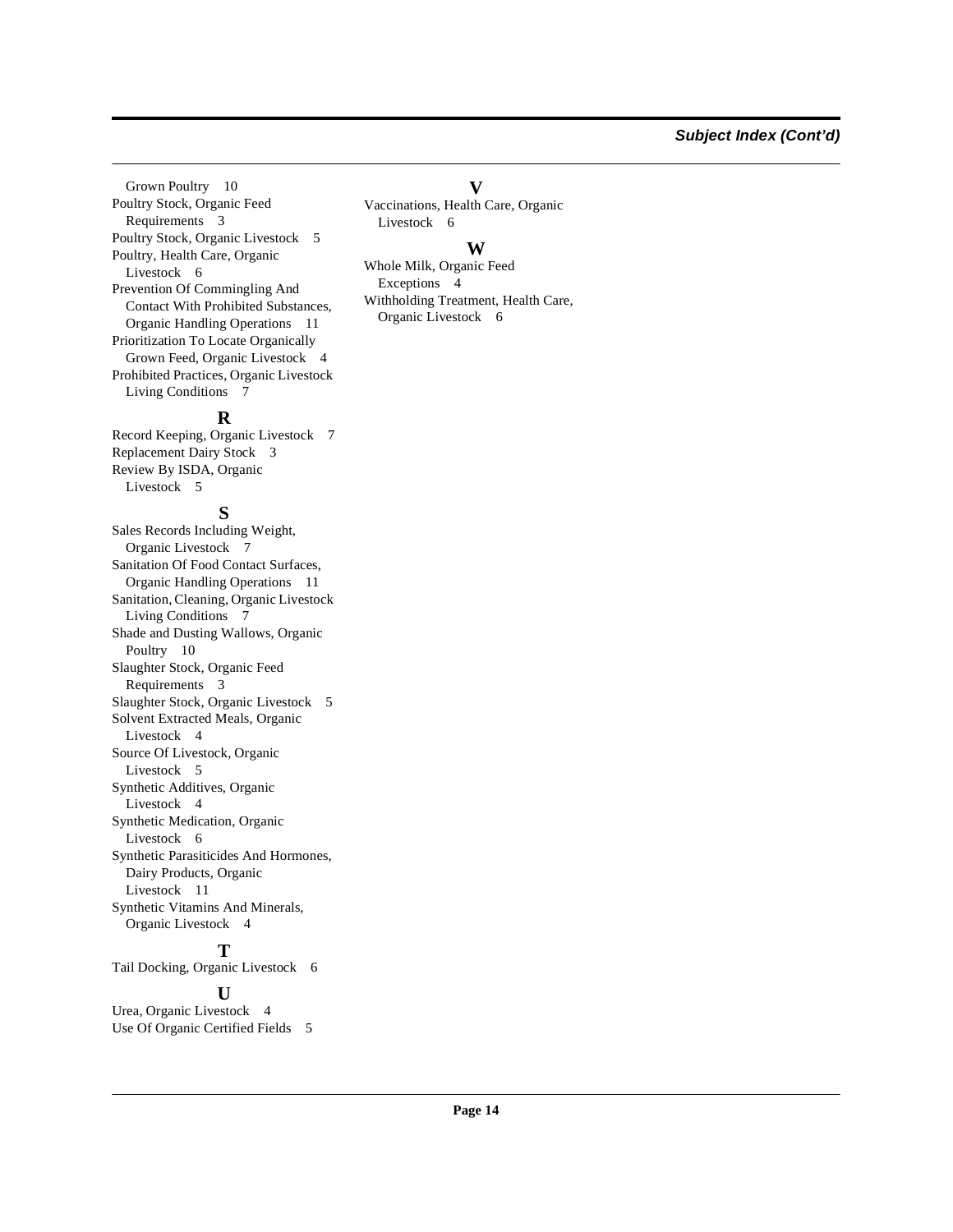## Subject Index (Cont'd)

Grown Poultry 10
Poultry Stock, Organic Feed Requirements 3
Poultry Stock, Organic Livestock 5
Poultry, Health Care, Organic Livestock 6
Prevention Of Commingling And Contact With Prohibited Substances, Organic Handling Operations 11
Prioritization To Locate Organically Grown Feed, Organic Livestock 4
Prohibited Practices, Organic Livestock Living Conditions 7

**R**

Record Keeping, Organic Livestock 7
Replacement Dairy Stock 3
Review By ISDA, Organic Livestock 5

**S**

Sales Records Including Weight, Organic Livestock 7
Sanitation Of Food Contact Surfaces, Organic Handling Operations 11
Sanitation, Cleaning, Organic Livestock Living Conditions 7
Shade and Dusting Wallows, Organic Poultry 10
Slaughter Stock, Organic Feed Requirements 3
Slaughter Stock, Organic Livestock 5
Solvent Extracted Meals, Organic Livestock 4
Source Of Livestock, Organic Livestock 5
Synthetic Additives, Organic Livestock 4
Synthetic Medication, Organic Livestock 6
Synthetic Parasiticides And Hormones, Dairy Products, Organic Livestock 11
Synthetic Vitamins And Minerals, Organic Livestock 4

**T**

Tail Docking, Organic Livestock 6

**U**

Urea, Organic Livestock 4
Use Of Organic Certified Fields 5

**V**

Vaccinations, Health Care, Organic Livestock 6

**W**

Whole Milk, Organic Feed Exceptions 4
Withholding Treatment, Health Care, Organic Livestock 6